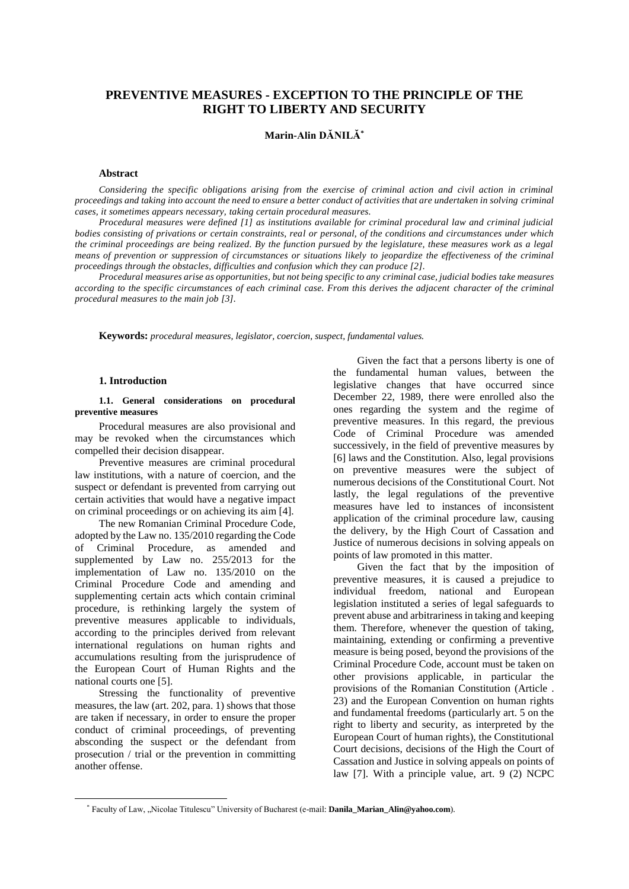# PREVENTIVE MEASURES - EXCEPTION TO THE PRINCIPLE OF THE RIGHT TO LIBERTY AND SECURITY

**Marin-Alin DĂNILĂ***

### Abstract

*Considering the specific obligations arising from the exercise of criminal action and civil action in criminal proceedings and taking into account the need to ensure a better conduct of activities that are undertaken in solving criminal cases, it sometimes appears necessary, taking certain procedural measures.*

*Procedural measures were defined [1] as institutions available for criminal procedural law and criminal judicial bodies consisting of privations or certain constraints, real or personal, of the conditions and circumstances under which the criminal proceedings are being realized. By the function pursued by the legislature, these measures work as a legal means of prevention or suppression of circumstances or situations likely to jeopardize the effectiveness of the criminal proceedings through the obstacles, difficulties and confusion which they can produce [2].*

*Procedural measures arise as opportunities, but not being specific to any criminal case, judicial bodies take measures according to the specific circumstances of each criminal case. From this derives the adjacent character of the criminal procedural measures to the main job [3].*

**Keywords:** *procedural measures, legislator, coercion, suspect, fundamental values.*

## 1. Introduction

### 1.1. General considerations on procedural preventive measures

Procedural measures are also provisional and may be revoked when the circumstances which compelled their decision disappear.

Preventive measures are criminal procedural law institutions, with a nature of coercion, and the suspect or defendant is prevented from carrying out certain activities that would have a negative impact on criminal proceedings or on achieving its aim [4].

The new Romanian Criminal Procedure Code, adopted by the Law no. 135/2010 regarding the Code of Criminal Procedure, as amended and supplemented by Law no. 255/2013 for the implementation of Law no. 135/2010 on the Criminal Procedure Code and amending and supplementing certain acts which contain criminal procedure, is rethinking largely the system of preventive measures applicable to individuals, according to the principles derived from relevant international regulations on human rights and accumulations resulting from the jurisprudence of the European Court of Human Rights and the national courts one [5].

Stressing the functionality of preventive measures, the law (art. 202, para. 1) shows that those are taken if necessary, in order to ensure the proper conduct of criminal proceedings, of preventing absconding the suspect or the defendant from prosecution / trial or the prevention in committing another offense.

Given the fact that a persons liberty is one of the fundamental human values, between the legislative changes that have occurred since December 22, 1989, there were enrolled also the ones regarding the system and the regime of preventive measures. In this regard, the previous Code of Criminal Procedure was amended successively, in the field of preventive measures by [6] laws and the Constitution. Also, legal provisions on preventive measures were the subject of numerous decisions of the Constitutional Court. Not lastly, the legal regulations of the preventive measures have led to instances of inconsistent application of the criminal procedure law, causing the delivery, by the High Court of Cassation and Justice of numerous decisions in solving appeals on points of law promoted in this matter.

Given the fact that by the imposition of preventive measures, it is caused a prejudice to individual freedom, national and European legislation instituted a series of legal safeguards to prevent abuse and arbitrariness in taking and keeping them. Therefore, whenever the question of taking, maintaining, extending or confirming a preventive measure is being posed, beyond the provisions of the Criminal Procedure Code, account must be taken on other provisions applicable, in particular the provisions of the Romanian Constitution (Article . 23) and the European Convention on human rights and fundamental freedoms (particularly art. 5 on the right to liberty and security, as interpreted by the European Court of human rights), the Constitutional Court decisions, decisions of the High the Court of Cassation and Justice in solving appeals on points of law [7]. With a principle value, art. 9 (2) NCPC

---

* Faculty of Law, „Nicolae Titulescu" University of Bucharest (e-mail: **Danila_Marian_Alin@yahoo.com**).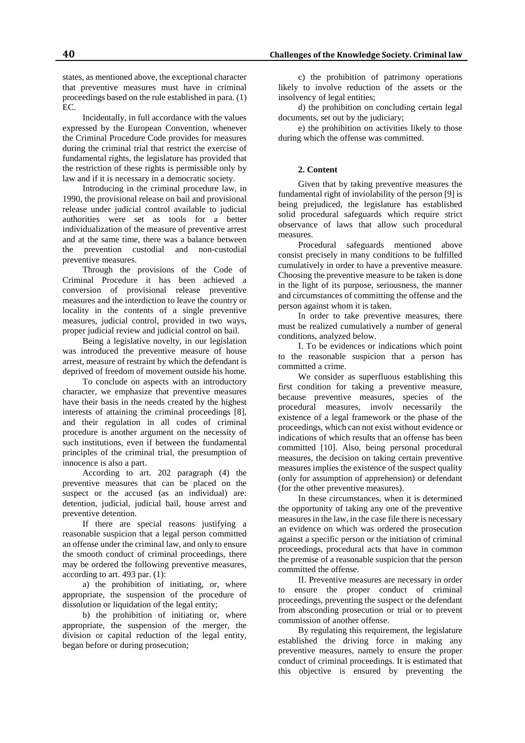states, as mentioned above, the exceptional character that preventive measures must have in criminal proceedings based on the rule established in para. (1) EC.

Incidentally, in full accordance with the values expressed by the European Convention, whenever the Criminal Procedure Code provides for measures during the criminal trial that restrict the exercise of fundamental rights, the legislature has provided that the restriction of these rights is permissible only by law and if it is necessary in a democratic society.

Introducing in the criminal procedure law, in 1990, the provisional release on bail and provisional release under judicial control available to judicial authorities were set as tools for a better individualization of the measure of preventive arrest and at the same time, there was a balance between the prevention custodial and non-custodial preventive measures.

Through the provisions of the Code of Criminal Procedure it has been achieved a conversion of provisional release preventive measures and the interdiction to leave the country or locality in the contents of a single preventive measures, judicial control, provided in two ways, proper judicial review and judicial control on bail.

Being a legislative novelty, in our legislation was introduced the preventive measure of house arrest, measure of restraint by which the defendant is deprived of freedom of movement outside his home.

To conclude on aspects with an introductory character, we emphasize that preventive measures have their basis in the needs created by the highest interests of attaining the criminal proceedings [8], and their regulation in all codes of criminal procedure is another argument on the necessity of such institutions, even if between the fundamental principles of the criminal trial, the presumption of innocence is also a part.

According to art. 202 paragraph (4) the preventive measures that can be placed on the suspect or the accused (as an individual) are: detention, judicial, judicial bail, house arrest and preventive detention.

If there are special reasons justifying a reasonable suspicion that a legal person committed an offense under the criminal law, and only to ensure the smooth conduct of criminal proceedings, there may be ordered the following preventive measures, according to art. 493 par. (1):

a) the prohibition of initiating, or, where appropriate, the suspension of the procedure of dissolution or liquidation of the legal entity;

b) the prohibition of initiating or, where appropriate, the suspension of the merger, the division or capital reduction of the legal entity, began before or during prosecution;

c) the prohibition of patrimony operations likely to involve reduction of the assets or the insolvency of legal entities;

d) the prohibition on concluding certain legal documents, set out by the judiciary;

e) the prohibition on activities likely to those during which the offense was committed.

## 2. Content

Given that by taking preventive measures the fundamental right of inviolability of the person [9] is being prejudiced, the legislature has established solid procedural safeguards which require strict observance of laws that allow such procedural measures.

Procedural safeguards mentioned above consist precisely in many conditions to be fulfilled cumulatively in order to have a preventive measure. Choosing the preventive measure to be taken is done in the light of its purpose, seriousness, the manner and circumstances of committing the offense and the person against whom it is taken.

In order to take preventive measures, there must be realized cumulatively a number of general conditions, analyzed below.

I. To be evidences or indications which point to the reasonable suspicion that a person has committed a crime.

We consider as superfluous establishing this first condition for taking a preventive measure, because preventive measures, species of the procedural measures, involv necessarily the existence of a legal framework or the phase of the proceedings, which can not exist without evidence or indications of which results that an offense has been committed [10]. Also, being personal procedural measures, the decision on taking certain preventive measures implies the existence of the suspect quality (only for assumption of apprehension) or defendant (for the other preventive measures).

In these circumstances, when it is determined the opportunity of taking any one of the preventive measures in the law, in the case file there is necessary an evidence on which was ordered the prosecution against a specific person or the initiation of criminal proceedings, procedural acts that have in common the premise of a reasonable suspicion that the person committed the offense.

II. Preventive measures are necessary in order to ensure the proper conduct of criminal proceedings, preventing the suspect or the defendant from absconding prosecution or trial or to prevent commission of another offense.

By regulating this requirement, the legislature established the driving force in making any preventive measures, namely to ensure the proper conduct of criminal proceedings. It is estimated that this objective is ensured by preventing the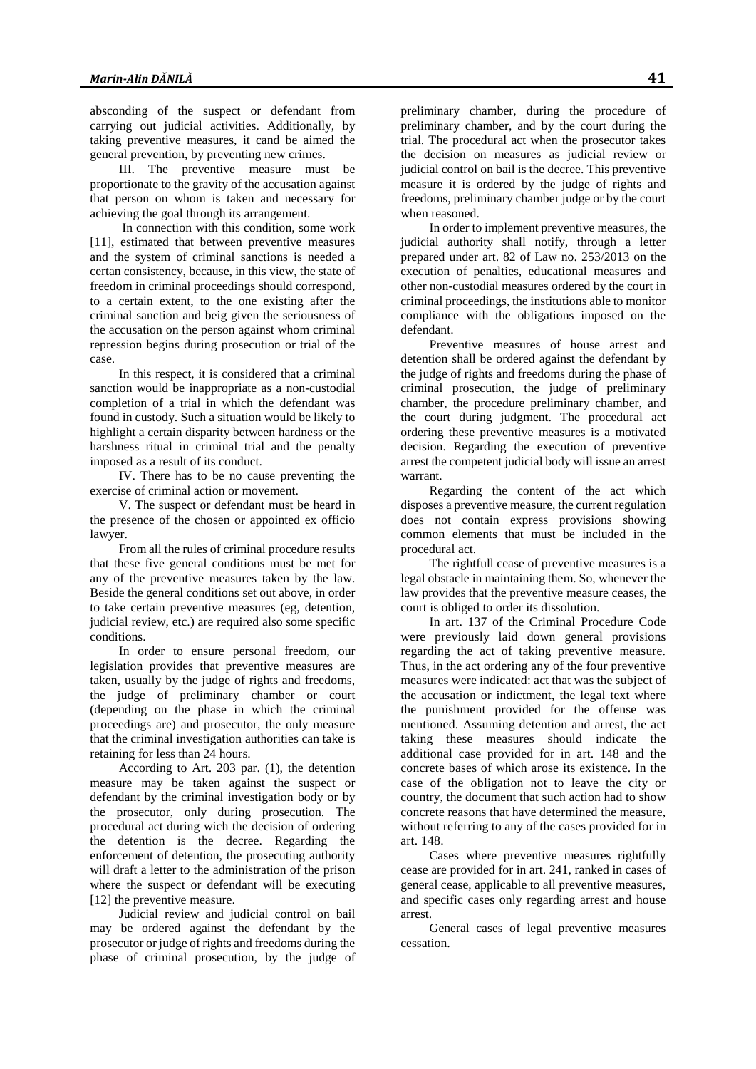absconding of the suspect or defendant from carrying out judicial activities. Additionally, by taking preventive measures, it cand be aimed the general prevention, by preventing new crimes.

III. The preventive measure must be proportionate to the gravity of the accusation against that person on whom is taken and necessary for achieving the goal through its arrangement.

In connection with this condition, some work [11], estimated that between preventive measures and the system of criminal sanctions is needed a certan consistency, because, in this view, the state of freedom in criminal proceedings should correspond, to a certain extent, to the one existing after the criminal sanction and beig given the seriousness of the accusation on the person against whom criminal repression begins during prosecution or trial of the case.

In this respect, it is considered that a criminal sanction would be inappropriate as a non-custodial completion of a trial in which the defendant was found in custody. Such a situation would be likely to highlight a certain disparity between hardness or the harshness ritual in criminal trial and the penalty imposed as a result of its conduct.

IV. There has to be no cause preventing the exercise of criminal action or movement.

V. The suspect or defendant must be heard in the presence of the chosen or appointed ex officio lawyer.

From all the rules of criminal procedure results that these five general conditions must be met for any of the preventive measures taken by the law. Beside the general conditions set out above, in order to take certain preventive measures (eg, detention, judicial review, etc.) are required also some specific conditions.

In order to ensure personal freedom, our legislation provides that preventive measures are taken, usually by the judge of rights and freedoms, the judge of preliminary chamber or court (depending on the phase in which the criminal proceedings are) and prosecutor, the only measure that the criminal investigation authorities can take is retaining for less than 24 hours.

According to Art. 203 par. (1), the detention measure may be taken against the suspect or defendant by the criminal investigation body or by the prosecutor, only during prosecution. The procedural act during wich the decision of ordering the detention is the decree. Regarding the enforcement of detention, the prosecuting authority will draft a letter to the administration of the prison where the suspect or defendant will be executing [12] the preventive measure.

Judicial review and judicial control on bail may be ordered against the defendant by the prosecutor or judge of rights and freedoms during the phase of criminal prosecution, by the judge of preliminary chamber, during the procedure of preliminary chamber, and by the court during the trial. The procedural act when the prosecutor takes the decision on measures as judicial review or judicial control on bail is the decree. This preventive measure it is ordered by the judge of rights and freedoms, preliminary chamber judge or by the court when reasoned.

In order to implement preventive measures, the judicial authority shall notify, through a letter prepared under art. 82 of Law no. 253/2013 on the execution of penalties, educational measures and other non-custodial measures ordered by the court in criminal proceedings, the institutions able to monitor compliance with the obligations imposed on the defendant.

Preventive measures of house arrest and detention shall be ordered against the defendant by the judge of rights and freedoms during the phase of criminal prosecution, the judge of preliminary chamber, the procedure preliminary chamber, and the court during judgment. The procedural act ordering these preventive measures is a motivated decision. Regarding the execution of preventive arrest the competent judicial body will issue an arrest warrant.

Regarding the content of the act which disposes a preventive measure, the current regulation does not contain express provisions showing common elements that must be included in the procedural act.

The rightfull cease of preventive measures is a legal obstacle in maintaining them. So, whenever the law provides that the preventive measure ceases, the court is obliged to order its dissolution.

In art. 137 of the Criminal Procedure Code were previously laid down general provisions regarding the act of taking preventive measure. Thus, in the act ordering any of the four preventive measures were indicated: act that was the subject of the accusation or indictment, the legal text where the punishment provided for the offense was mentioned. Assuming detention and arrest, the act taking these measures should indicate the additional case provided for in art. 148 and the concrete bases of which arose its existence. In the case of the obligation not to leave the city or country, the document that such action had to show concrete reasons that have determined the measure, without referring to any of the cases provided for in art. 148.

Cases where preventive measures rightfully cease are provided for in art. 241, ranked in cases of general cease, applicable to all preventive measures, and specific cases only regarding arrest and house arrest.

General cases of legal preventive measures cessation.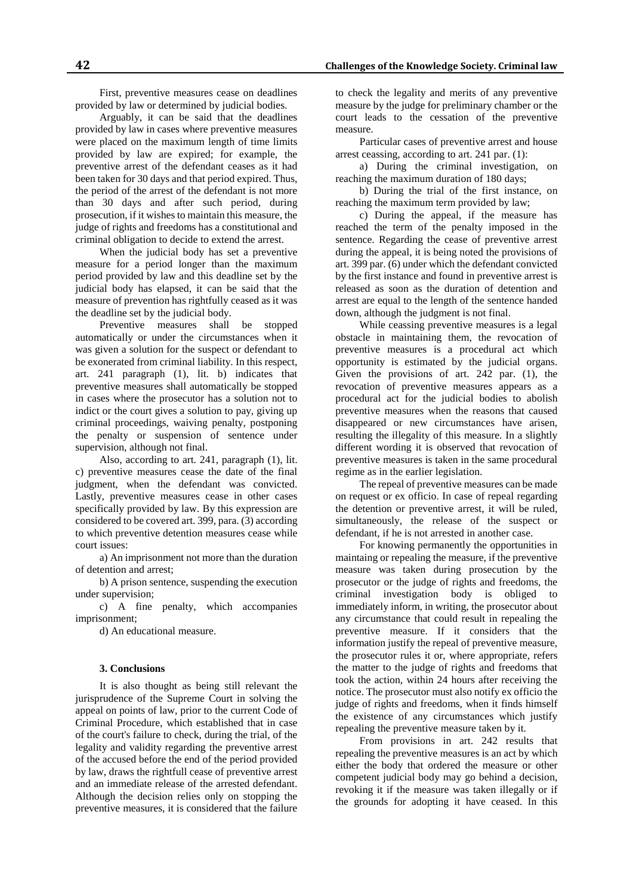First, preventive measures cease on deadlines provided by law or determined by judicial bodies.

Arguably, it can be said that the deadlines provided by law in cases where preventive measures were placed on the maximum length of time limits provided by law are expired; for example, the preventive arrest of the defendant ceases as it had been taken for 30 days and that period expired. Thus, the period of the arrest of the defendant is not more than 30 days and after such period, during prosecution, if it wishes to maintain this measure, the judge of rights and freedoms has a constitutional and criminal obligation to decide to extend the arrest.

When the judicial body has set a preventive measure for a period longer than the maximum period provided by law and this deadline set by the judicial body has elapsed, it can be said that the measure of prevention has rightfully ceased as it was the deadline set by the judicial body.

Preventive measures shall be stopped automatically or under the circumstances when it was given a solution for the suspect or defendant to be exonerated from criminal liability. In this respect, art. 241 paragraph (1), lit. b) indicates that preventive measures shall automatically be stopped in cases where the prosecutor has a solution not to indict or the court gives a solution to pay, giving up criminal proceedings, waiving penalty, postponing the penalty or suspension of sentence under supervision, although not final.

Also, according to art. 241, paragraph (1), lit. c) preventive measures cease the date of the final judgment, when the defendant was convicted. Lastly, preventive measures cease in other cases specifically provided by law. By this expression are considered to be covered art. 399, para. (3) according to which preventive detention measures cease while court issues:

a) An imprisonment not more than the duration of detention and arrest;

b) A prison sentence, suspending the execution under supervision;

c) A fine penalty, which accompanies imprisonment;

d) An educational measure.

### 3. Conclusions

It is also thought as being still relevant the jurisprudence of the Supreme Court in solving the appeal on points of law, prior to the current Code of Criminal Procedure, which established that in case of the court's failure to check, during the trial, of the legality and validity regarding the preventive arrest of the accused before the end of the period provided by law, draws the rightfull cease of preventive arrest and an immediate release of the arrested defendant. Although the decision relies only on stopping the preventive measures, it is considered that the failure to check the legality and merits of any preventive measure by the judge for preliminary chamber or the court leads to the cessation of the preventive measure.

Particular cases of preventive arrest and house arrest ceassing, according to art. 241 par. (1):

a) During the criminal investigation, on reaching the maximum duration of 180 days;

b) During the trial of the first instance, on reaching the maximum term provided by law;

c) During the appeal, if the measure has reached the term of the penalty imposed in the sentence. Regarding the cease of preventive arrest during the appeal, it is being noted the provisions of art. 399 par. (6) under which the defendant convicted by the first instance and found in preventive arrest is released as soon as the duration of detention and arrest are equal to the length of the sentence handed down, although the judgment is not final.

While ceassing preventive measures is a legal obstacle in maintaining them, the revocation of preventive measures is a procedural act which opportunity is estimated by the judicial organs. Given the provisions of art. 242 par. (1), the revocation of preventive measures appears as a procedural act for the judicial bodies to abolish preventive measures when the reasons that caused disappeared or new circumstances have arisen, resulting the illegality of this measure. In a slightly different wording it is observed that revocation of preventive measures is taken in the same procedural regime as in the earlier legislation.

The repeal of preventive measures can be made on request or ex officio. In case of repeal regarding the detention or preventive arrest, it will be ruled, simultaneously, the release of the suspect or defendant, if he is not arrested in another case.

For knowing permanently the opportunities in maintaing or repealing the measure, if the preventive measure was taken during prosecution by the prosecutor or the judge of rights and freedoms, the criminal investigation body is obliged to immediately inform, in writing, the prosecutor about any circumstance that could result in repealing the preventive measure. If it considers that the information justify the repeal of preventive measure, the prosecutor rules it or, where appropriate, refers the matter to the judge of rights and freedoms that took the action, within 24 hours after receiving the notice. The prosecutor must also notify ex officio the judge of rights and freedoms, when it finds himself the existence of any circumstances which justify repealing the preventive measure taken by it.

From provisions in art. 242 results that repealing the preventive measures is an act by which either the body that ordered the measure or other competent judicial body may go behind a decision, revoking it if the measure was taken illegally or if the grounds for adopting it have ceased. In this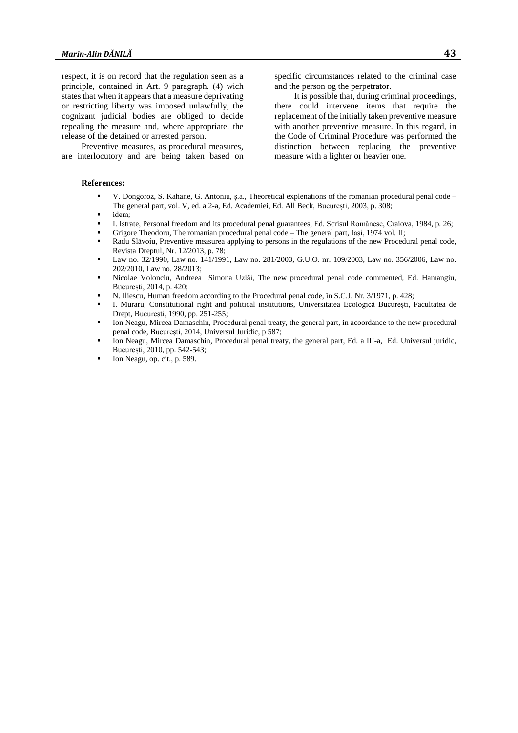respect, it is on record that the regulation seen as a principle, contained in Art. 9 paragraph. (4) wich states that when it appears that a measure deprivating or restricting liberty was imposed unlawfully, the cognizant judicial bodies are obliged to decide repealing the measure and, where appropriate, the release of the detained or arrested person.

Preventive measures, as procedural measures, are interlocutory and are being taken based on specific circumstances related to the criminal case and the person og the perpetrator.

It is possible that, during criminal proceedings, there could intervene items that require the replacement of the initially taken preventive measure with another preventive measure. In this regard, in the Code of Criminal Procedure was performed the distinction between replacing the preventive measure with a lighter or heavier one.

**References:**

- V. Dongoroz, S. Kahane, G. Antoniu, ş.a., Theoretical explenations of the romanian procedural penal code – The general part, vol. V, ed. a 2-a, Ed. Academiei, Ed. All Beck, Bucureşti, 2003, p. 308;
- idem;
- I. Istrate, Personal freedom and its procedural penal guarantees, Ed. Scrisul Românesc, Craiova, 1984, p. 26;
- Grigore Theodoru, The romanian procedural penal code – The general part, Iaşi, 1974 vol. II;
- Radu Slăvoiu, Preventive measurea applying to persons in the regulations of the new Procedural penal code, Revista Dreptul, Nr. 12/2013, p. 78;
- Law no. 32/1990, Law no. 141/1991, Law no. 281/2003, G.U.O. nr. 109/2003, Law no. 356/2006, Law no. 202/2010, Law no. 28/2013;
- Nicolae Volonciu, Andreea Simona Uzlăi, The new procedural penal code commented, Ed. Hamangiu, Bucureşti, 2014, p. 420;
- N. Iliescu, Human freedom according to the Procedural penal code, în S.C.J. Nr. 3/1971, p. 428;
- I. Muraru, Constitutional right and political institutions, Universitatea Ecologică Bucureşti, Facultatea de Drept, Bucureşti, 1990, pp. 251-255;
- Ion Neagu, Mircea Damaschin, Procedural penal treaty, the general part, in acoordance to the new procedural penal code, Bucureşti, 2014, Universul Juridic, p 587;
- Ion Neagu, Mircea Damaschin, Procedural penal treaty, the general part, Ed. a III-a, Ed. Universul juridic, Bucureşti, 2010, pp. 542-543;
- Ion Neagu, op. cit., p. 589.